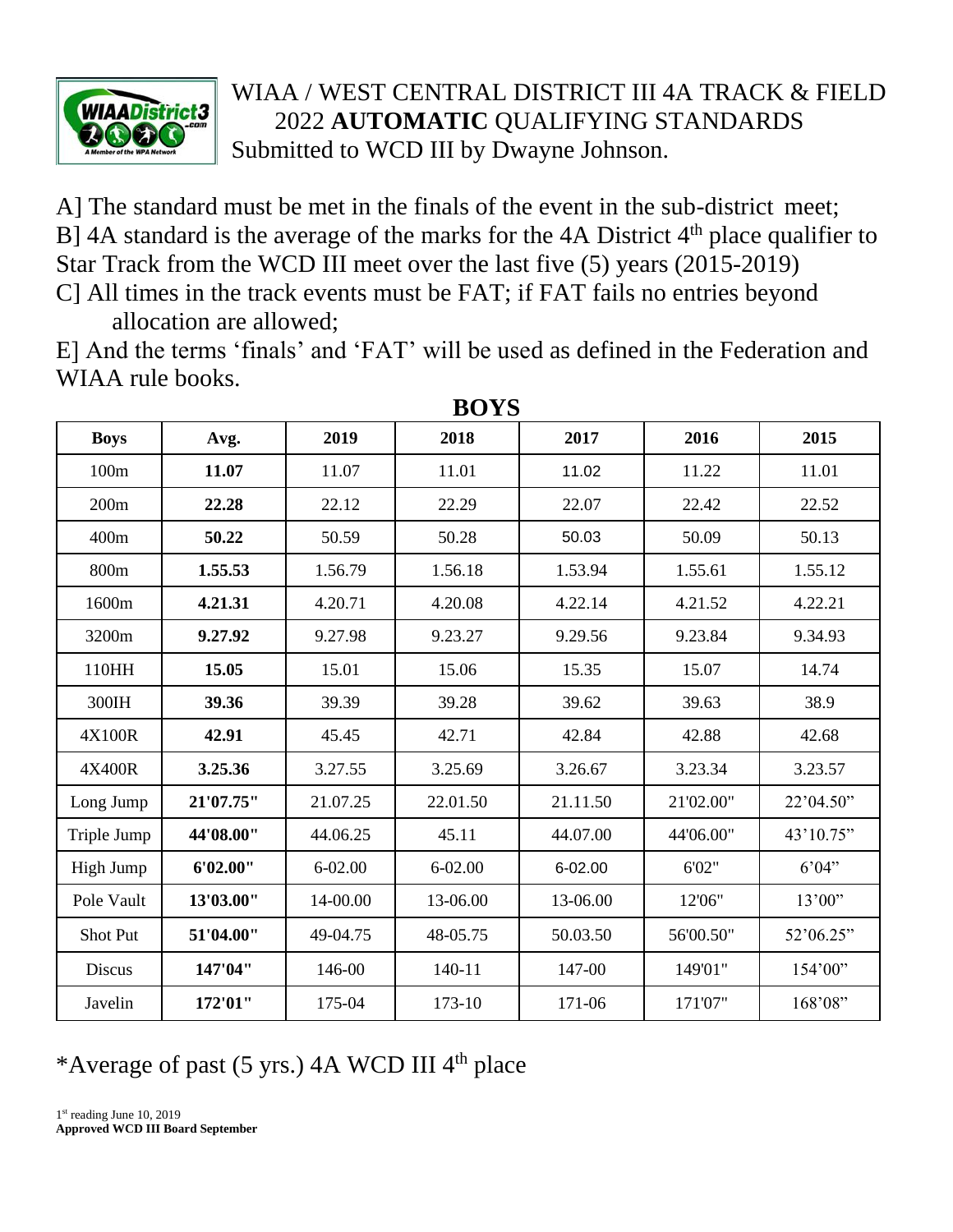# WIAA / WEST CENTRAL DISTRICT III 4A TRACK & FIELD 2022 **AUTOMATIC** QUALIFYING STANDARDS

Submitted to WCD III by Dwayne Johnson.

A] The standard must be met in the finals of the event in the sub-district meet;
B] 4A standard is the average of the marks for the 4A District 4th place qualifier to Star Track from the WCD III meet over the last five (5) years (2015-2019)
C] All times in the track events must be FAT; if FAT fails no entries beyond allocation are allowed;
E] And the terms 'finals' and 'FAT' will be used as defined in the Federation and WIAA rule books.

## BOYS

| Boys | Avg. | 2019 | 2018 | 2017 | 2016 | 2015 |
|---|---|---|---|---|---|---|
| 100m | **11.07** | 11.07 | 11.01 | 11.02 | 11.22 | 11.01 |
| 200m | **22.28** | 22.12 | 22.29 | 22.07 | 22.42 | 22.52 |
| 400m | **50.22** | 50.59 | 50.28 | 50.03 | 50.09 | 50.13 |
| 800m | **1.55.53** | 1.56.79 | 1.56.18 | 1.53.94 | 1.55.61 | 1.55.12 |
| 1600m | **4.21.31** | 4.20.71 | 4.20.08 | 4.22.14 | 4.21.52 | 4.22.21 |
| 3200m | **9.27.92** | 9.27.98 | 9.23.27 | 9.29.56 | 9.23.84 | 9.34.93 |
| 110HH | **15.05** | 15.01 | 15.06 | 15.35 | 15.07 | 14.74 |
| 300IH | **39.36** | 39.39 | 39.28 | 39.62 | 39.63 | 38.9 |
| 4X100R | **42.91** | 45.45 | 42.71 | 42.84 | 42.88 | 42.68 |
| 4X400R | **3.25.36** | 3.27.55 | 3.25.69 | 3.26.67 | 3.23.34 | 3.23.57 |
| Long Jump | **21'07.75"** | 21.07.25 | 22.01.50 | 21.11.50 | 21'02.00" | 22'04.50" |
| Triple Jump | **44'08.00"** | 44.06.25 | 45.11 | 44.07.00 | 44'06.00" | 43'10.75" |
| High Jump | **6'02.00"** | 6-02.00 | 6-02.00 | 6-02.00 | 6'02" | 6'04" |
| Pole Vault | **13'03.00"** | 14-00.00 | 13-06.00 | 13-06.00 | 12'06" | 13'00" |
| Shot Put | **51'04.00"** | 49-04.75 | 48-05.75 | 50.03.50 | 56'00.50" | 52'06.25" |
| Discus | **147'04"** | 146-00 | 140-11 | 147-00 | 149'01" | 154'00" |
| Javelin | **172'01"** | 175-04 | 173-10 | 171-06 | 171'07" | 168'08" |

*Average of past (5 yrs.) 4A WCD III 4th place

1st reading June 10, 2019
**Approved WCD III Board September**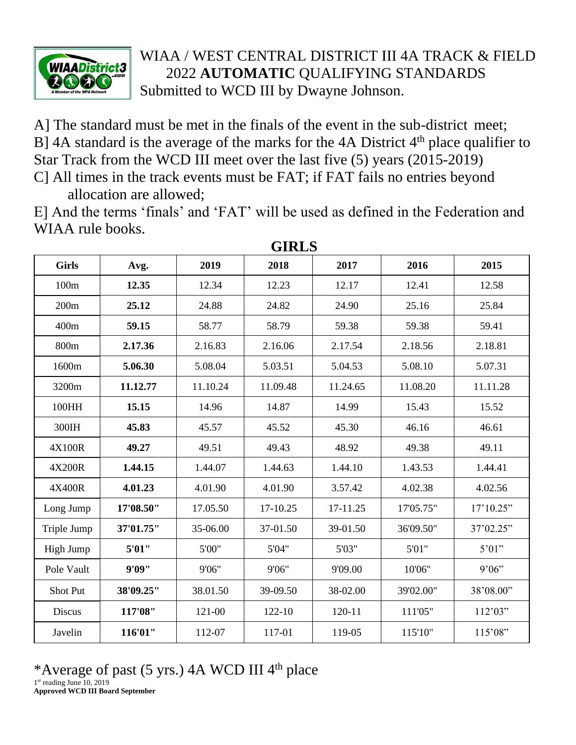WIAA / WEST CENTRAL DISTRICT III 4A TRACK & FIELD
2022 **AUTOMATIC** QUALIFYING STANDARDS
Submitted to WCD III by Dwayne Johnson.

A] The standard must be met in the finals of the event in the sub-district meet;
B] 4A standard is the average of the marks for the 4A District 4th place qualifier to Star Track from the WCD III meet over the last five (5) years (2015-2019)
C] All times in the track events must be FAT; if FAT fails no entries beyond allocation are allowed;
E] And the terms 'finals' and 'FAT' will be used as defined in the Federation and WIAA rule books.

## GIRLS

| Girls | Avg. | 2019 | 2018 | 2017 | 2016 | 2015 |
|---|---|---|---|---|---|---|
| 100m | **12.35** | 12.34 | 12.23 | 12.17 | 12.41 | 12.58 |
| 200m | **25.12** | 24.88 | 24.82 | 24.90 | 25.16 | 25.84 |
| 400m | **59.15** | 58.77 | 58.79 | 59.38 | 59.38 | 59.41 |
| 800m | **2.17.36** | 2.16.83 | 2.16.06 | 2.17.54 | 2.18.56 | 2.18.81 |
| 1600m | **5.06.30** | 5.08.04 | 5.03.51 | 5.04.53 | 5.08.10 | 5.07.31 |
| 3200m | **11.12.77** | 11.10.24 | 11.09.48 | 11.24.65 | 11.08.20 | 11.11.28 |
| 100HH | **15.15** | 14.96 | 14.87 | 14.99 | 15.43 | 15.52 |
| 300IH | **45.83** | 45.57 | 45.52 | 45.30 | 46.16 | 46.61 |
| 4X100R | **49.27** | 49.51 | 49.43 | 48.92 | 49.38 | 49.11 |
| 4X200R | **1.44.15** | 1.44.07 | 1.44.63 | 1.44.10 | 1.43.53 | 1.44.41 |
| 4X400R | **4.01.23** | 4.01.90 | 4.01.90 | 3.57.42 | 4.02.38 | 4.02.56 |
| Long Jump | **17'08.50"** | 17.05.50 | 17-10.25 | 17-11.25 | 17'05.75" | 17'10.25" |
| Triple Jump | **37'01.75"** | 35-06.00 | 37-01.50 | 39-01.50 | 36'09.50" | 37'02.25" |
| High Jump | **5'01"** | 5'00" | 5'04" | 5'03" | 5'01" | 5'01" |
| Pole Vault | **9'09"** | 9'06" | 9'06" | 9'09.00 | 10'06" | 9'06" |
| Shot Put | **38'09.25"** | 38.01.50 | 39-09.50 | 38-02.00 | 39'02.00" | 38'08.00" |
| Discus | **117'08"** | 121-00 | 122-10 | 120-11 | 111'05" | 112'03" |
| Javelin | **116'01"** | 112-07 | 117-01 | 119-05 | 115'10" | 115'08" |

*Average of past (5 yrs.) 4A WCD III 4th place

1st reading June 10, 2019
**Approved WCD III Board September**